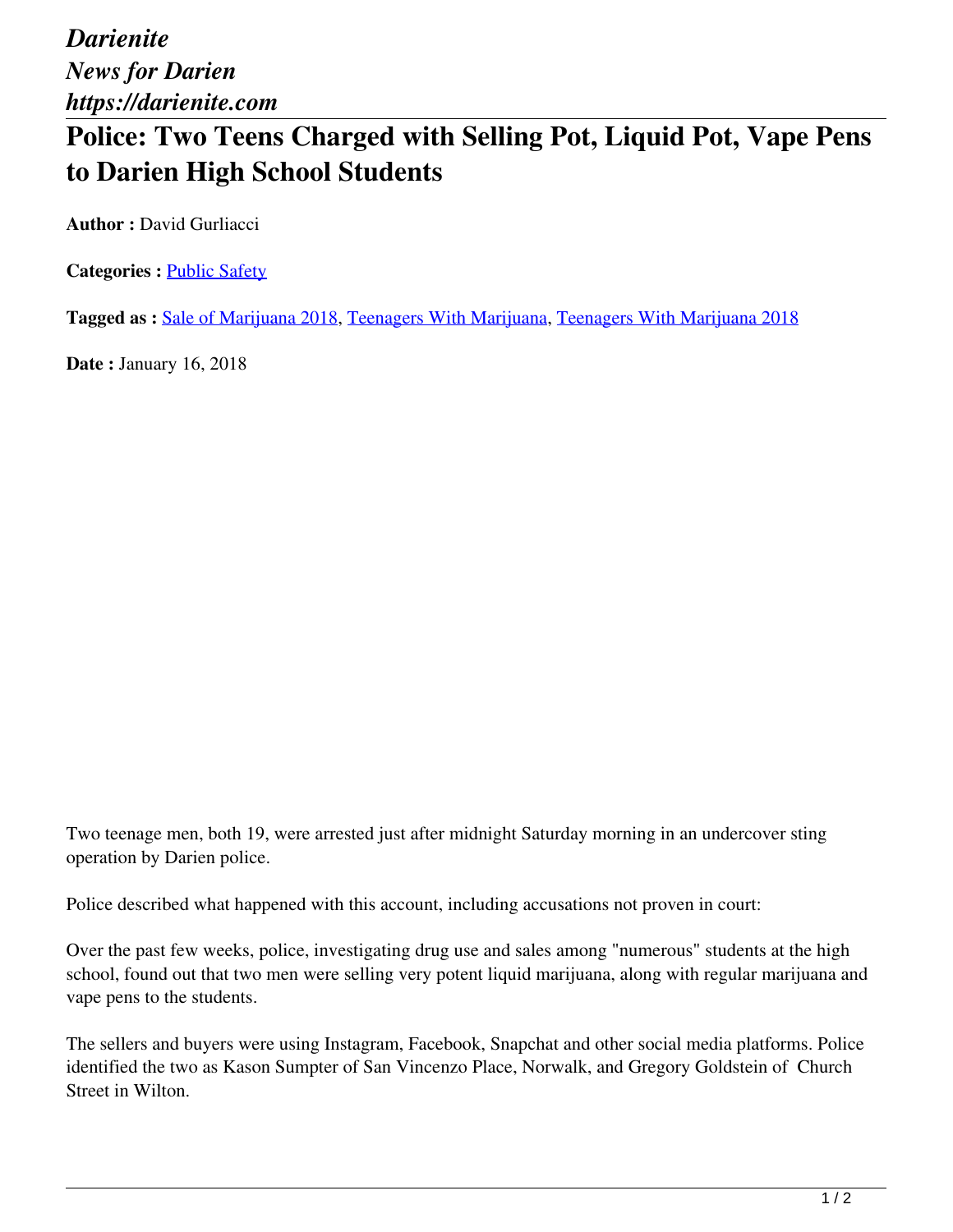*Darienite*
*News for Darien*
*https://darienite.com*

# Police: Two Teens Charged with Selling Pot, Liquid Pot, Vape Pens to Darien High School Students

**Author :** David Gurliacci

**Categories :** Public Safety

**Tagged as :** Sale of Marijuana 2018, Teenagers With Marijuana, Teenagers With Marijuana 2018

**Date :** January 16, 2018

Two teenage men, both 19, were arrested just after midnight Saturday morning in an undercover sting operation by Darien police.

Police described what happened with this account, including accusations not proven in court:

Over the past few weeks, police, investigating drug use and sales among "numerous" students at the high school, found out that two men were selling very potent liquid marijuana, along with regular marijuana and vape pens to the students.

The sellers and buyers were using Instagram, Facebook, Snapchat and other social media platforms. Police identified the two as Kason Sumpter of San Vincenzo Place, Norwalk, and Gregory Goldstein of Church Street in Wilton.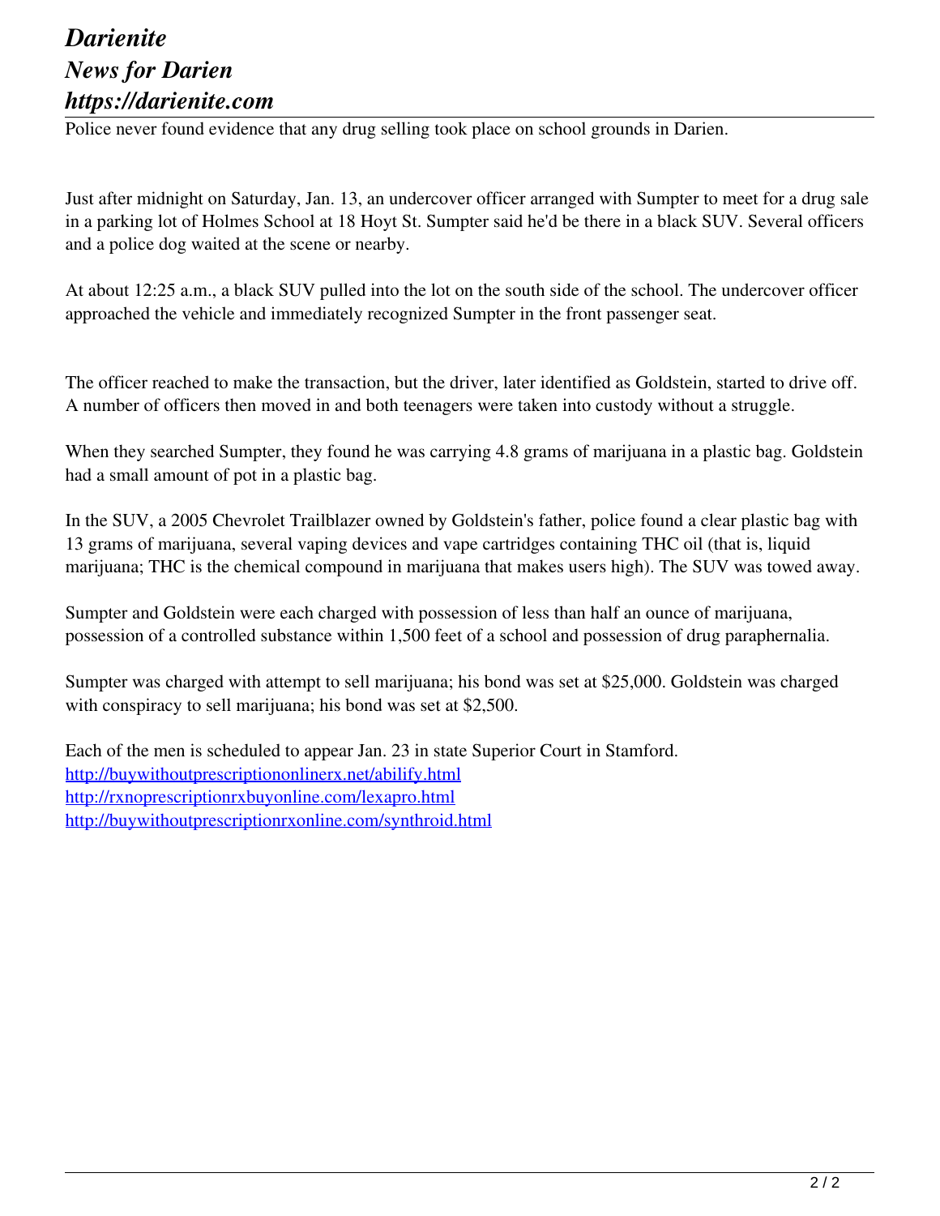Police never found evidence that any drug selling took place on school grounds in Darien.

Just after midnight on Saturday, Jan. 13, an undercover officer arranged with Sumpter to meet for a drug sale in a parking lot of Holmes School at 18 Hoyt St. Sumpter said he'd be there in a black SUV. Several officers and a police dog waited at the scene or nearby.

At about 12:25 a.m., a black SUV pulled into the lot on the south side of the school. The undercover officer approached the vehicle and immediately recognized Sumpter in the front passenger seat.

The officer reached to make the transaction, but the driver, later identified as Goldstein, started to drive off. A number of officers then moved in and both teenagers were taken into custody without a struggle.

When they searched Sumpter, they found he was carrying 4.8 grams of marijuana in a plastic bag. Goldstein had a small amount of pot in a plastic bag.

In the SUV, a 2005 Chevrolet Trailblazer owned by Goldstein's father, police found a clear plastic bag with 13 grams of marijuana, several vaping devices and vape cartridges containing THC oil (that is, liquid marijuana; THC is the chemical compound in marijuana that makes users high). The SUV was towed away.

Sumpter and Goldstein were each charged with possession of less than half an ounce of marijuana, possession of a controlled substance within 1,500 feet of a school and possession of drug paraphernalia.

Sumpter was charged with attempt to sell marijuana; his bond was set at $25,000. Goldstein was charged with conspiracy to sell marijuana; his bond was set at $2,500.

Each of the men is scheduled to appear Jan. 23 in state Superior Court in Stamford.
[http://buywithoutprescriptiononlinerx.net/abilify.html](http://buywithoutprescriptiononlinerx.net/abilify.html)
[http://rxnoprescriptionrxbuyonline.com/lexapro.html](http://rxnoprescriptionrxbuyonline.com/lexapro.html)
[http://buywithoutprescriptionrxonline.com/synthroid.html](http://buywithoutprescriptionrxonline.com/synthroid.html)